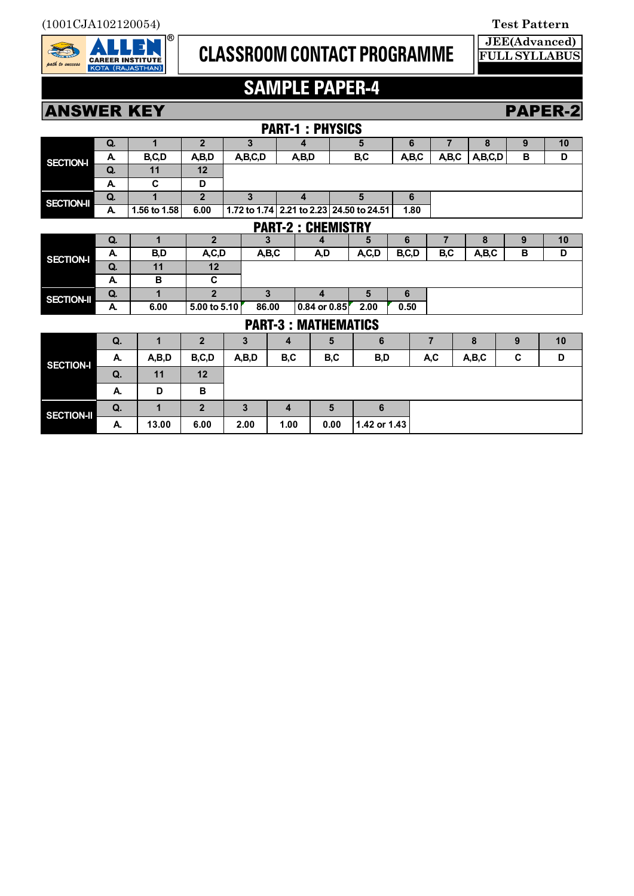(1001CJA102120054)

Test Pattern

CLASSROOM CONTACT PROGRAMME

JEE(Advanced)
FULL SYLLABUS

# SAMPLE PAPER-4

## ANSWER KEY — PAPER-2

### PART-1 : PHYSICS

| | Q. | 1 | 2 | 3 | 4 | 5 | 6 | 7 | 8 | 9 | 10 |
|---|---|---|---|---|---|---|---|---|---|---|---|
| SECTION-I | A. | B,C,D | A,B,D | A,B,C,D | A,B,D | B,C | A,B,C | A,B,C | A,B,C,D | B | D |
| | Q. | 11 | 12 | | | | | | | | |
| | A. | C | D | | | | | | | | |
| SECTION-II | Q. | 1 | 2 | 3 | 4 | 5 | 6 | | | | |
| | A. | 1.56 to 1.58 | 6.00 | 1.72 to 1.74 | 2.21 to 2.23 | 24.50 to 24.51 | 1.80 | | | | |

### PART-2 : CHEMISTRY

| | Q. | 1 | 2 | 3 | 4 | 5 | 6 | 7 | 8 | 9 | 10 |
|---|---|---|---|---|---|---|---|---|---|---|---|
| SECTION-I | A. | B,D | A,C,D | A,B,C | A,D | A,C,D | B,C,D | B,C | A,B,C | B | D |
| | Q. | 11 | 12 | | | | | | | | |
| | A. | B | C | | | | | | | | |
| SECTION-II | Q. | 1 | 2 | 3 | 4 | 5 | 6 | | | | |
| | A. | 6.00 | 5.00 to 5.10 | 86.00 | 0.84 or 0.85 | 2.00 | 0.50 | | | | |

### PART-3 : MATHEMATICS

| | Q. | 1 | 2 | 3 | 4 | 5 | 6 | 7 | 8 | 9 | 10 |
|---|---|---|---|---|---|---|---|---|---|---|---|
| SECTION-I | A. | A,B,D | B,C,D | A,B,D | B,C | B,C | B,D | A,C | A,B,C | C | D |
| | Q. | 11 | 12 | | | | | | | | |
| | A. | D | B | | | | | | | | |
| SECTION-II | Q. | 1 | 2 | 3 | 4 | 5 | 6 | | | | |
| | A. | 13.00 | 6.00 | 2.00 | 1.00 | 0.00 | 1.42 or 1.43 | | | | |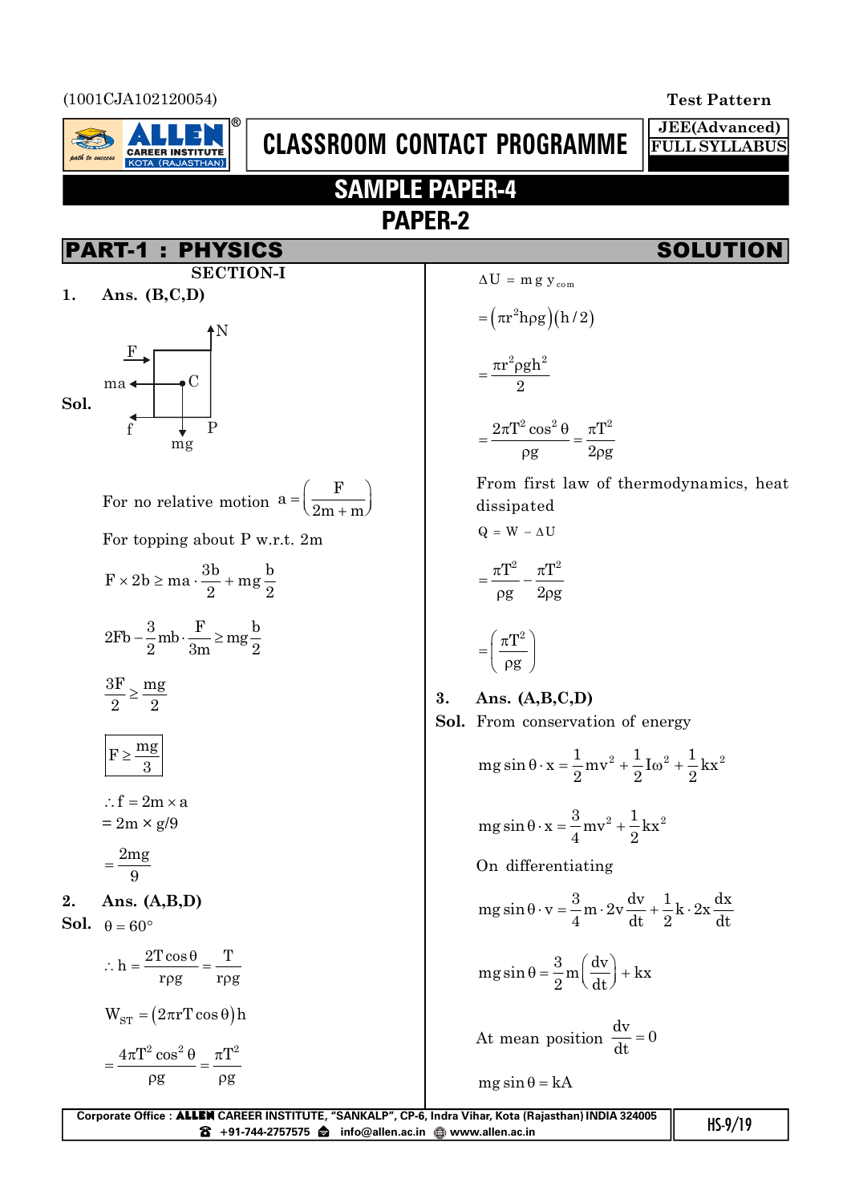(1001CJA102120054)

Test Pattern

CLASSROOM CONTACT PROGRAMME

JEE(Advanced) FULL SYLLABUS

# SAMPLE PAPER-4

## PAPER-2

## PART-1 : PHYSICS — SOLUTION

### SECTION-I

**1. Ans. (B,C,D)**

**Sol.**

(Figure: block with forces F, ma, f, mg, N, centre C, point P)

For no relative motion $a = \left(\dfrac{F}{2m+m}\right)$

For topping about P w.r.t. 2m

$$F \times 2b \geq ma \cdot \frac{3b}{2} + mg\frac{b}{2}$$

$$2Fb - \frac{3}{2}mb \cdot \frac{F}{3m} \geq mg\frac{b}{2}$$

$$\frac{3F}{2} \geq \frac{mg}{2}$$

$$\boxed{F \geq \frac{mg}{3}}$$

$\therefore f = 2m \times a$

$= 2m \times g/9$

$= \dfrac{2mg}{9}$

**2. Ans. (A,B,D)**

**Sol.** $\theta = 60°$

$$\therefore h = \frac{2T\cos\theta}{r\rho g} = \frac{T}{r\rho g}$$

$$W_{ST} = (2\pi rT\cos\theta)h$$

$$= \frac{4\pi T^2\cos^2\theta}{\rho g} = \frac{\pi T^2}{\rho g}$$

$$\Delta U = mg\,y_{com}$$

$$= (\pi r^2 h\rho)(h/2)$$

$$= \frac{\pi r^2 \rho g h^2}{2}$$

$$= \frac{2\pi T^2\cos^2\theta}{\rho g} = \frac{\pi T^2}{2\rho g}$$

From first law of thermodynamics, heat dissipated

$Q = W - \Delta U$

$$= \frac{\pi T^2}{\rho g} - \frac{\pi T^2}{2\rho g}$$

$$= \left(\frac{\pi T^2}{\rho g}\right)$$

**3. Ans. (A,B,C,D)**

**Sol.** From conservation of energy

$$mg\sin\theta \cdot x = \frac{1}{2}mv^2 + \frac{1}{2}I\omega^2 + \frac{1}{2}kx^2$$

$$mg\sin\theta \cdot x = \frac{3}{4}mv^2 + \frac{1}{2}kx^2$$

On differentiating

$$mg\sin\theta \cdot v = \frac{3}{4}m \cdot 2v\frac{dv}{dt} + \frac{1}{2}k \cdot 2x\frac{dx}{dt}$$

$$mg\sin\theta = \frac{3}{2}m\left(\frac{dv}{dt}\right) + kx$$

At mean position $\dfrac{dv}{dt} = 0$

$$mg\sin\theta = kA$$

Corporate Office : ALLEN CAREER INSTITUTE, "SANKALP", CP-6, Indra Vihar, Kota (Rajasthan) INDIA 324005 +91-744-2757575 info@allen.ac.in www.allen.ac.in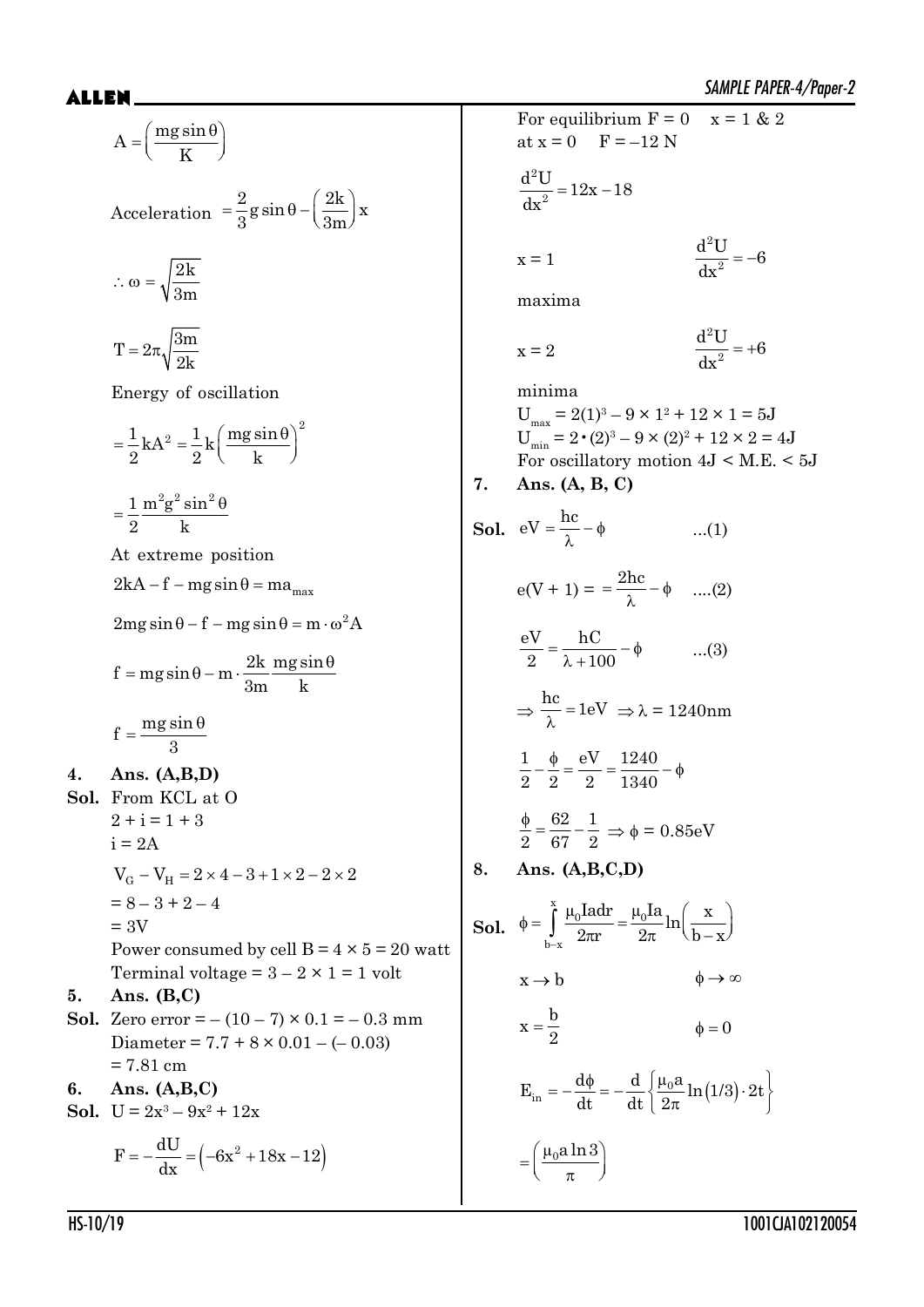$$A = \left(\frac{mg\sin\theta}{K}\right)$$

Acceleration $= \frac{2}{3}g\sin\theta - \left(\frac{2k}{3m}\right)x$

$$\therefore \omega = \sqrt{\frac{2k}{3m}}$$

$$T = 2\pi\sqrt{\frac{3m}{2k}}$$

Energy of oscillation

$$= \frac{1}{2}kA^2 = \frac{1}{2}k\left(\frac{mg\sin\theta}{k}\right)^2$$

$$= \frac{1}{2}\frac{m^2g^2\sin^2\theta}{k}$$

At extreme position

$$2kA - f - mg\sin\theta = ma_{max}$$

$$2mg\sin\theta - f - mg\sin\theta = m\cdot\omega^2 A$$

$$f = mg\sin\theta - m\cdot\frac{2k}{3m}\frac{mg\sin\theta}{k}$$

$$f = \frac{mg\sin\theta}{3}$$

**4. Ans. (A,B,D)**

**Sol.** From KCL at O

$2 + i = 1 + 3$

$i = 2A$

$V_G - V_H = 2\times 4 - 3 + 1\times 2 - 2\times 2$

$= 8 - 3 + 2 - 4$

$= 3V$

Power consumed by cell B = $4 \times 5 = 20$ watt

Terminal voltage = $3 - 2 \times 1 = 1$ volt

**5. Ans. (B,C)**

**Sol.** Zero error = $-(10 - 7) \times 0.1 = -0.3$ mm

Diameter = $7.7 + 8 \times 0.01 - (-0.03)$

$= 7.81$ cm

**6. Ans. (A,B,C)**

**Sol.** $U = 2x^3 - 9x^2 + 12x$

$$F = -\frac{dU}{dx} = \left(-6x^2 + 18x - 12\right)$$

For equilibrium $F = 0 \quad x = 1 \ \& \ 2$

at $x = 0 \quad F = -12$ N

$$\frac{d^2U}{dx^2} = 12x - 18$$

$x = 1 \qquad \frac{d^2U}{dx^2} = -6$

maxima

$x = 2 \qquad \frac{d^2U}{dx^2} = +6$

minima

$U_{max} = 2(1)^3 - 9 \times 1^2 + 12 \times 1 = 5J$

$U_{min} = 2\cdot(2)^3 - 9 \times (2)^2 + 12 \times 2 = 4J$

For oscillatory motion $4J <$ M.E. $< 5J$

**7. Ans. (A, B, C)**

**Sol.** $eV = \frac{hc}{\lambda} - \phi \qquad ...(1)$

$e(V + 1) = = \frac{2hc}{\lambda} - \phi \quad ....(2)$

$\frac{eV}{2} = \frac{hC}{\lambda + 100} - \phi \qquad ...(3)$

$\Rightarrow \frac{hc}{\lambda} = 1eV \ \Rightarrow \lambda = 1240$nm

$\frac{1}{2} - \frac{\phi}{2} = \frac{eV}{2} = \frac{1240}{1340} - \phi$

$\frac{\phi}{2} = \frac{62}{67} - \frac{1}{2} \ \Rightarrow \phi = 0.85$eV

**8. Ans. (A,B,C,D)**

**Sol.** $\phi = \int_{b-x}^{x} \frac{\mu_0 I a dr}{2\pi r} = \frac{\mu_0 I a}{2\pi}\ln\left(\frac{x}{b-x}\right)$

$x \to b \qquad \phi \to \infty$

$x = \frac{b}{2} \qquad \phi = 0$

$$E_{in} = -\frac{d\phi}{dt} = -\frac{d}{dt}\left\{\frac{\mu_0 a}{2\pi}\ln(1/3)\cdot 2t\right\}$$

$$= \left(\frac{\mu_0 a \ln 3}{\pi}\right)$$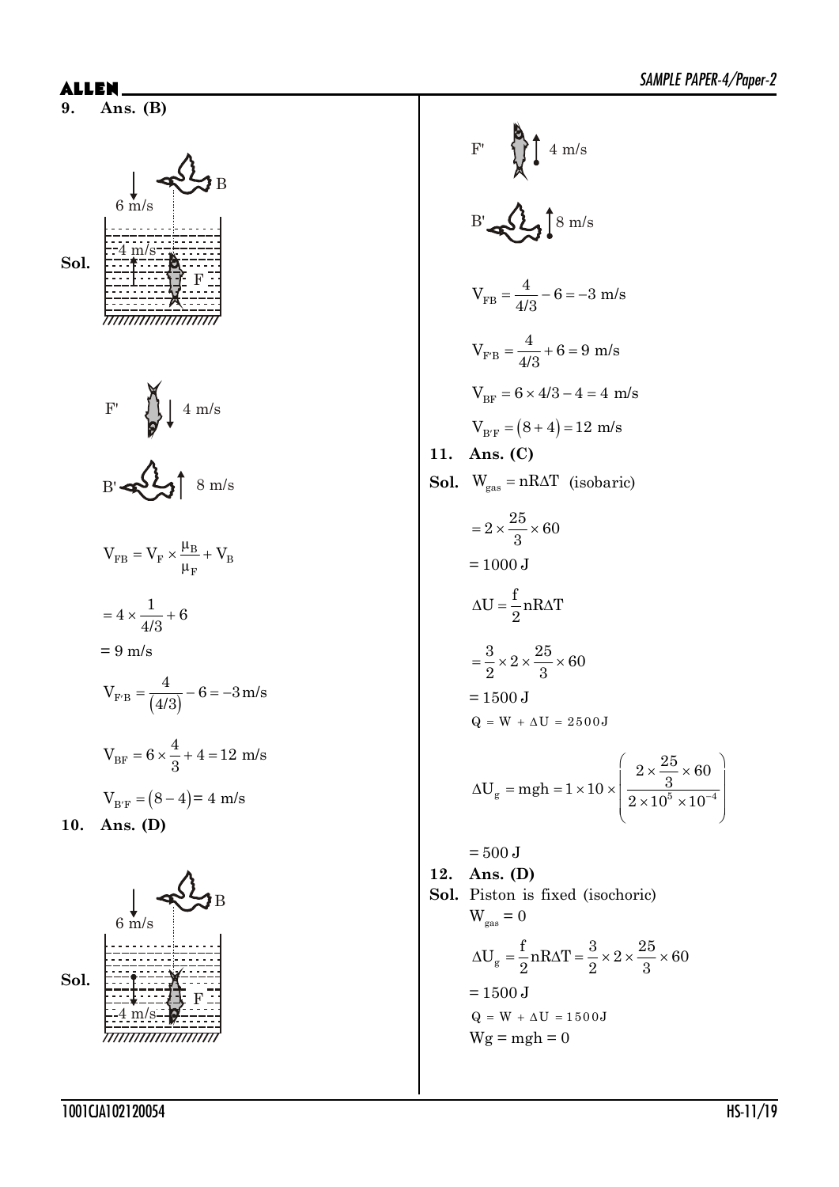**9. Ans. (B)**

**Sol.**

B: 6 m/s (downward)

F: 4 m/s (upward)

F' : 4 m/s (downward)

B' : 8 m/s (upward)

$$V_{FB} = V_F \times \frac{\mu_B}{\mu_F} + V_B$$

$$= 4 \times \frac{1}{4/3} + 6$$

$= 9$ m/s

$$V_{F'B} = \frac{4}{(4/3)} - 6 = -3 \text{ m/s}$$

$$V_{BF} = 6 \times \frac{4}{3} + 4 = 12 \text{ m/s}$$

$$V_{B'F} = (8 - 4) = 4 \text{ m/s}$$

**10. Ans. (D)**

**Sol.**

B: 6 m/s (downward)

F: 4 m/s (downward)

F' : 4 m/s (upward)

B' : 8 m/s (upward)

$$V_{FB} = \frac{4}{4/3} - 6 = -3 \text{ m/s}$$

$$V_{F'B} = \frac{4}{4/3} + 6 = 9 \text{ m/s}$$

$$V_{BF} = 6 \times 4/3 - 4 = 4 \text{ m/s}$$

$$V_{B'F} = (8 + 4) = 12 \text{ m/s}$$

**11. Ans. (C)**

**Sol.** $W_{gas} = nR\Delta T$ (isobaric)

$$= 2 \times \frac{25}{3} \times 60$$

$= 1000$ J

$$\Delta U = \frac{f}{2} nR\Delta T$$

$$= \frac{3}{2} \times 2 \times \frac{25}{3} \times 60$$

$= 1500$ J

$Q = W + \Delta U = 2500$J

$$\Delta U_g = mgh = 1 \times 10 \times \left( \frac{2 \times \frac{25}{3} \times 60}{2 \times 10^5 \times 10^{-4}} \right)$$

$= 500$ J

**12. Ans. (D)**

**Sol.** Piston is fixed (isochoric)

$W_{gas} = 0$

$$\Delta U_g = \frac{f}{2} nR\Delta T = \frac{3}{2} \times 2 \times \frac{25}{3} \times 60$$

$= 1500$ J

$Q = W + \Delta U = 1500$J

$Wg = mgh = 0$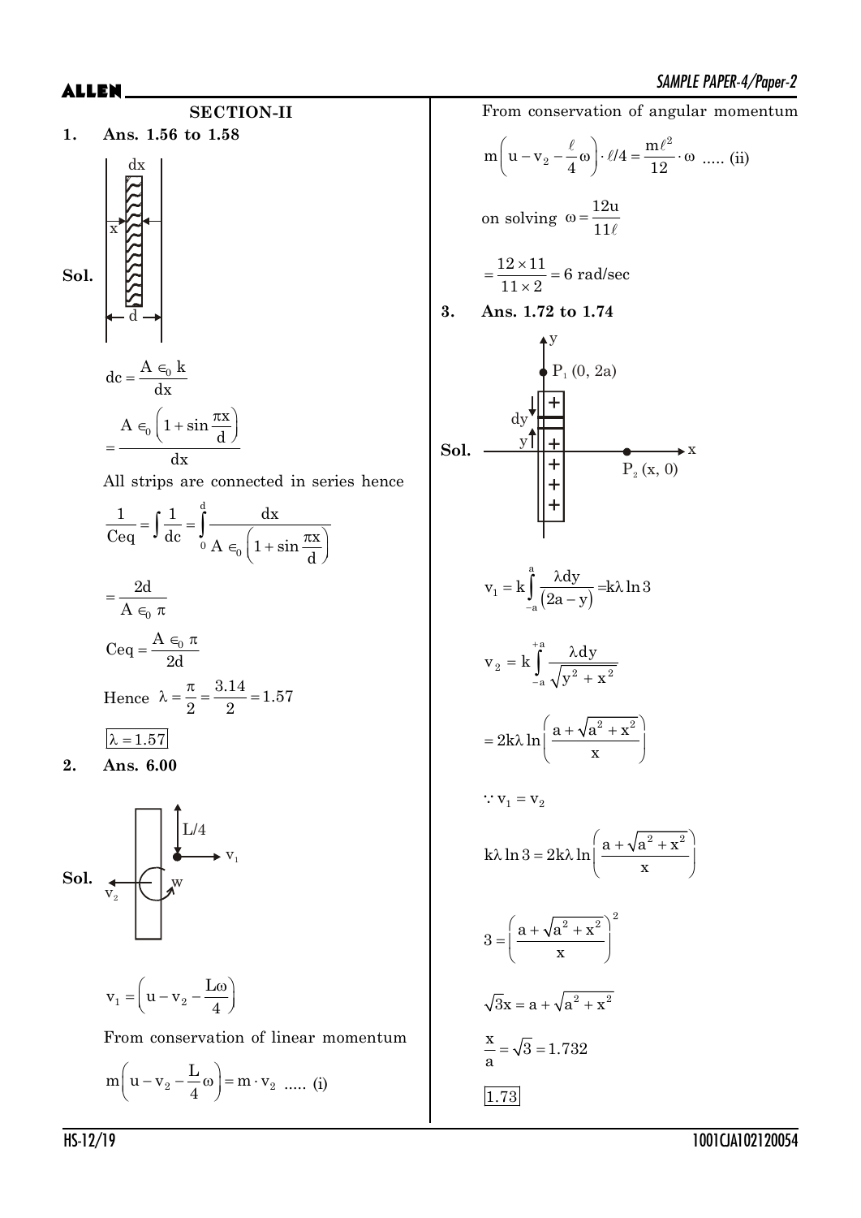## SECTION-II

**1. Ans. 1.56 to 1.58**

**Sol.**

$$dc = \frac{A \in_0 k}{dx}$$

$$= \frac{A \in_0 \left(1 + \sin\frac{\pi x}{d}\right)}{dx}$$

All strips are connected in series hence

$$\frac{1}{C_{eq}} = \int \frac{1}{dc} = \int_0^d \frac{dx}{A \in_0 \left(1 + \sin\frac{\pi x}{d}\right)}$$

$$= \frac{2d}{A \in_0 \pi}$$

$$C_{eq} = \frac{A \in_0 \pi}{2d}$$

Hence $\lambda = \frac{\pi}{2} = \frac{3.14}{2} = 1.57$

$\boxed{\lambda = 1.57}$

**2. Ans. 6.00**

**Sol.**

$$v_1 = \left(u - v_2 - \frac{L\omega}{4}\right)$$

From conservation of linear momentum

$$m\left(u - v_2 - \frac{L}{4}\omega\right) = m \cdot v_2 \quad \text{..... (i)}$$

From conservation of angular momentum

$$m\left(u - v_2 - \frac{\ell}{4}\omega\right) \cdot \ell/4 = \frac{m\ell^2}{12} \cdot \omega \quad \text{..... (ii)}$$

on solving $\omega = \frac{12u}{11\ell}$

$$= \frac{12 \times 11}{11 \times 2} = 6 \text{ rad/sec}$$

**3. Ans. 1.72 to 1.74**

**Sol.**

$$v_1 = k\int_{-a}^{a} \frac{\lambda dy}{(2a - y)} = k\lambda \ln 3$$

$$v_2 = k\int_{-a}^{+a} \frac{\lambda dy}{\sqrt{y^2 + x^2}}$$

$$= 2k\lambda \ln\left(\frac{a + \sqrt{a^2 + x^2}}{x}\right)$$

$$\because v_1 = v_2$$

$$k\lambda \ln 3 = 2k\lambda \ln\left(\frac{a + \sqrt{a^2 + x^2}}{x}\right)$$

$$3 = \left(\frac{a + \sqrt{a^2 + x^2}}{x}\right)^2$$

$$\sqrt{3}x = a + \sqrt{a^2 + x^2}$$

$$\frac{x}{a} = \sqrt{3} = 1.732$$

$\boxed{1.73}$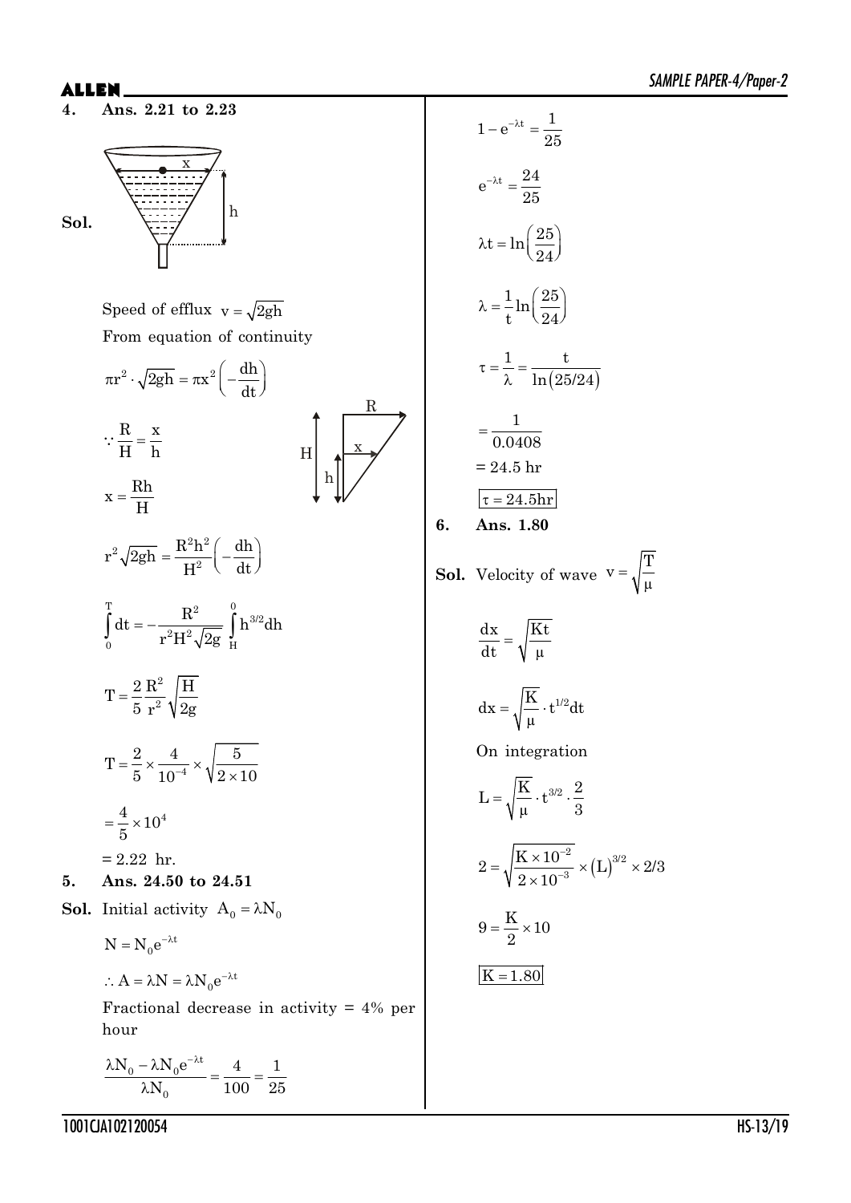**4. Ans. 2.21 to 2.23**

**Sol.**

Speed of efflux $v = \sqrt{2gh}$

From equation of continuity

$$\pi r^2 \cdot \sqrt{2gh} = \pi x^2 \left(-\frac{dh}{dt}\right)$$

$$\because \frac{R}{H} = \frac{x}{h}$$

$$x = \frac{Rh}{H}$$

$$r^2\sqrt{2gh} = \frac{R^2h^2}{H^2}\left(-\frac{dh}{dt}\right)$$

$$\int_0^T dt = -\frac{R^2}{r^2H^2\sqrt{2g}}\int_H^0 h^{3/2}dh$$

$$T = \frac{2}{5}\frac{R^2}{r^2}\sqrt{\frac{H}{2g}}$$

$$T = \frac{2}{5}\times\frac{4}{10^{-4}}\times\sqrt{\frac{5}{2\times 10}}$$

$$= \frac{4}{5}\times 10^4$$

= 2.22 hr.

**5. Ans. 24.50 to 24.51**

**Sol.** Initial activity $A_0 = \lambda N_0$

$$N = N_0 e^{-\lambda t}$$

$$\therefore A = \lambda N = \lambda N_0 e^{-\lambda t}$$

Fractional decrease in activity = 4% per hour

$$\frac{\lambda N_0 - \lambda N_0 e^{-\lambda t}}{\lambda N_0} = \frac{4}{100} = \frac{1}{25}$$

$$1 - e^{-\lambda t} = \frac{1}{25}$$

$$e^{-\lambda t} = \frac{24}{25}$$

$$\lambda t = \ln\left(\frac{25}{24}\right)$$

$$\lambda = \frac{1}{t}\ln\left(\frac{25}{24}\right)$$

$$\tau = \frac{1}{\lambda} = \frac{t}{\ln(25/24)}$$

$$= \frac{1}{0.0408}$$

= 24.5 hr

$$\boxed{\tau = 24.5\text{hr}}$$

**6. Ans. 1.80**

**Sol.** Velocity of wave $v = \sqrt{\frac{T}{\mu}}$

$$\frac{dx}{dt} = \sqrt{\frac{Kt}{\mu}}$$

$$dx = \sqrt{\frac{K}{\mu}}\cdot t^{1/2}dt$$

On integration

$$L = \sqrt{\frac{K}{\mu}}\cdot t^{3/2}\cdot\frac{2}{3}$$

$$2 = \sqrt{\frac{K\times 10^{-2}}{2\times 10^{-3}}}\times(L)^{3/2}\times 2/3$$

$$9 = \frac{K}{2}\times 10$$

$$\boxed{K = 1.80}$$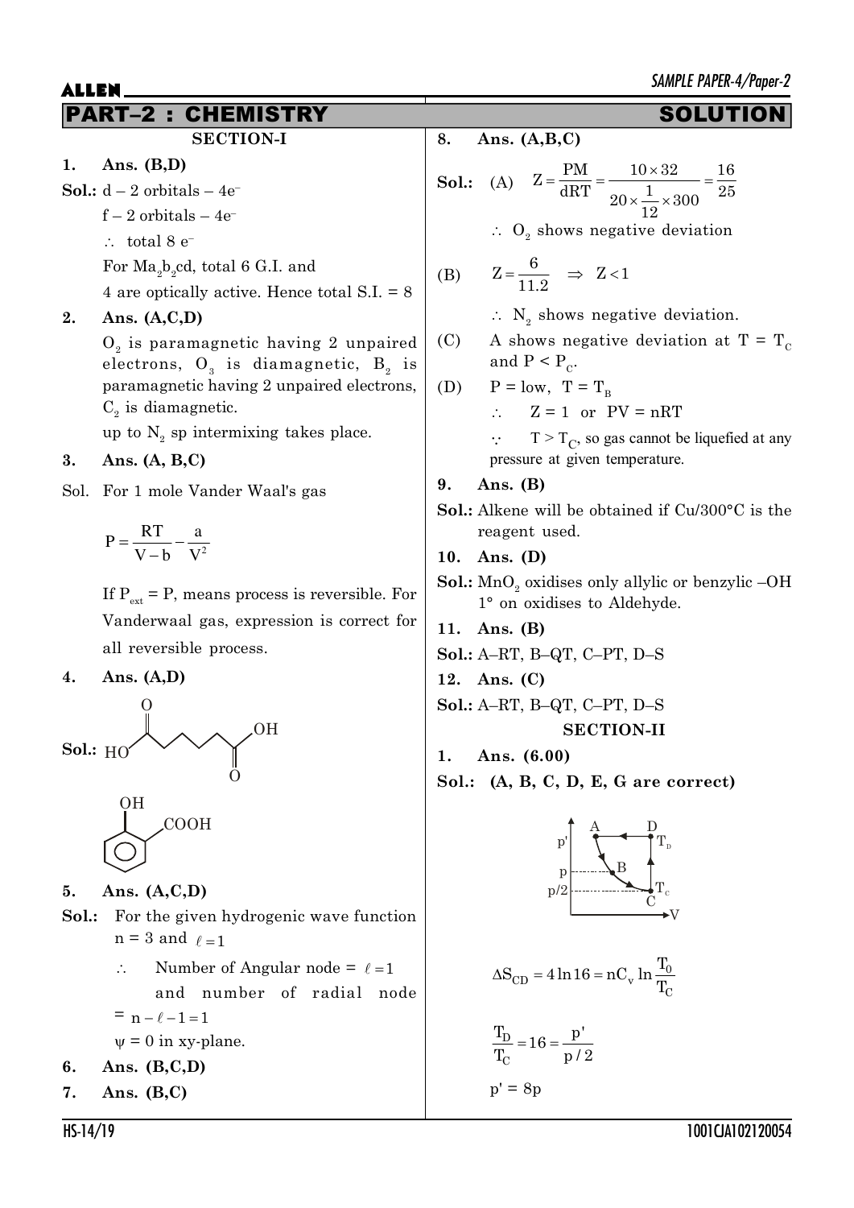## PART–2 : CHEMISTRY — SOLUTION

### SECTION-I

**1. Ans. (B,D)**

**Sol.:** d – 2 orbitals – $4e^-$

f – 2 orbitals – $4e^-$

$\therefore$ total 8 $e^-$

For $Ma_2b_2cd$, total 6 G.I. and 4 are optically active. Hence total S.I. = 8

**2. Ans. (A,C,D)**

$O_2$ is paramagnetic having 2 unpaired electrons, $O_3$ is diamagnetic, $B_2$ is paramagnetic having 2 unpaired electrons, $C_2$ is diamagnetic.

up to $N_2$ sp intermixing takes place.

**3. Ans. (A, B,C)**

Sol. For 1 mole Vander Waal's gas

$$P = \frac{RT}{V-b} - \frac{a}{V^2}$$

If $P_{ext} = P$, means process is reversible. For Vanderwaal gas, expression is correct for all reversible process.

**4. Ans. (A,D)**

**Sol.:** HO(O=)C–CH₂CH₂CH₂CH₂–C(=O)OH (adipic acid)

o-hydroxybenzoic acid (ring with OH and COOH)

**5. Ans. (A,C,D)**

**Sol.:** For the given hydrogenic wave function n = 3 and $\ell = 1$

$\therefore$ Number of Angular node = $\ell = 1$ and number of radial node = $n - \ell - 1 = 1$

$\psi = 0$ in xy-plane.

**6. Ans. (B,C,D)**

**7. Ans. (B,C)**

**8. Ans. (A,B,C)**

**Sol.:** (A) $Z = \dfrac{PM}{dRT} = \dfrac{10 \times 32}{20 \times \frac{1}{12} \times 300} = \dfrac{16}{25}$

$\therefore$ $O_2$ shows negative deviation

(B) $Z = \dfrac{6}{11.2} \Rightarrow Z < 1$

$\therefore$ $N_2$ shows negative deviation.

(C) A shows negative deviation at $T = T_C$ and $P < P_C$.

(D) P = low, $T = T_B$

$\therefore$ $Z = 1$ or $PV = nRT$

$\because$ $T > T_C$, so gas cannot be liquefied at any pressure at given temperature.

**9. Ans. (B)**

**Sol.:** Alkene will be obtained if Cu/300°C is the reagent used.

**10. Ans. (D)**

**Sol.:** $MnO_2$ oxidises only allylic or benzylic –OH 1° on oxidises to Aldehyde.

**11. Ans. (B)**

**Sol.:** A–RT, B–QT, C–PT, D–S

**12. Ans. (C)**

**Sol.:** A–RT, B–QT, C–PT, D–S

### SECTION-II

**1. Ans. (6.00)**

**Sol.: (A, B, C, D, E, G are correct)**

(p–V diagram: points A (p'), D ($T_D$), B (p), C ($T_C$, p/2))

$$\Delta S_{CD} = 4\ln 16 = nC_v \ln\frac{T_0}{T_C}$$

$$\frac{T_D}{T_C} = 16 = \frac{p'}{p/2}$$

$p' = 8p$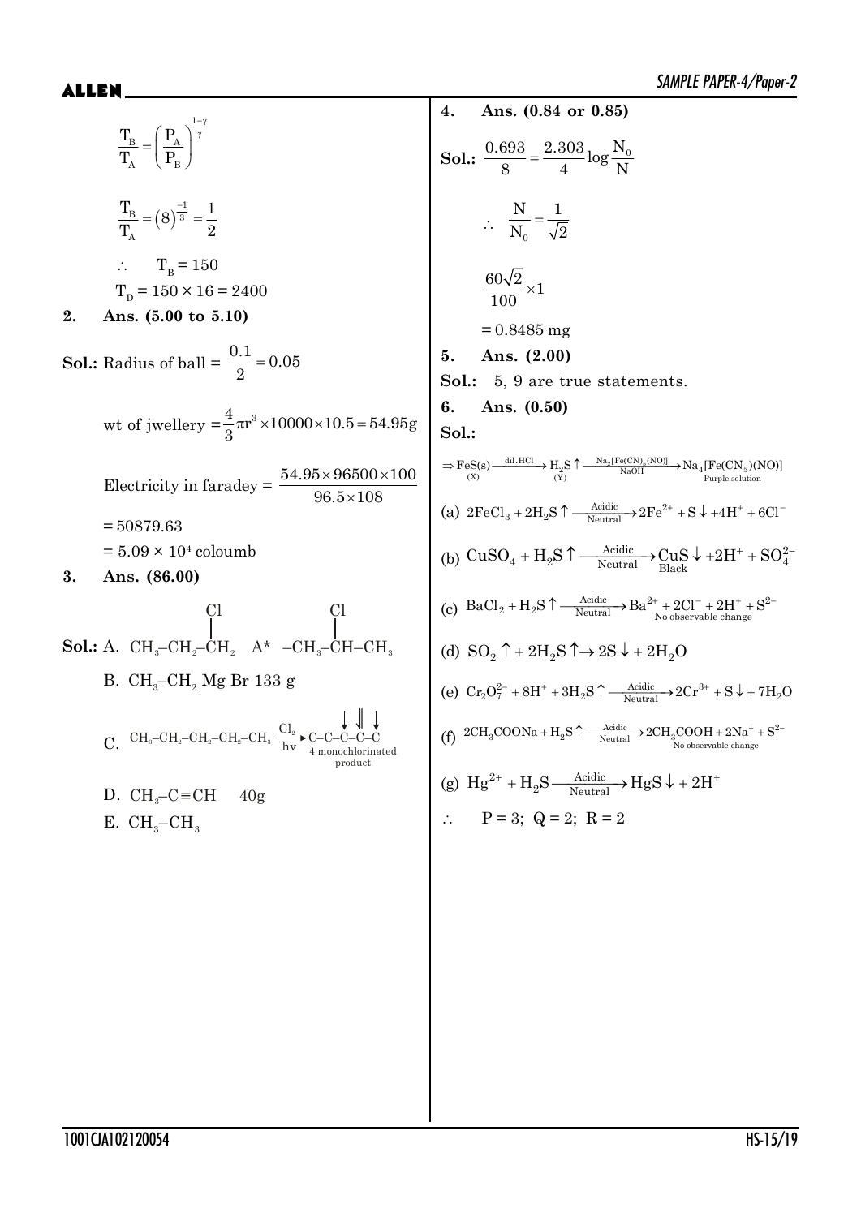$$\frac{T_B}{T_A} = \left(\frac{P_A}{P_B}\right)^{\frac{1-\gamma}{\gamma}}$$

$$\frac{T_B}{T_A} = (8)^{\frac{-1}{3}} = \frac{1}{2}$$

$\therefore \quad T_B = 150$

$T_D = 150 \times 16 = 2400$

**2. Ans. (5.00 to 5.10)**

**Sol.:** Radius of ball = $\frac{0.1}{2} = 0.05$

wt of jwellery $= \frac{4}{3}\pi r^3 \times 10000 \times 10.5 = 54.95\text{g}$

Electricity in faradey = $\frac{54.95 \times 96500 \times 100}{96.5 \times 108}$

$= 50879.63$

$= 5.09 \times 10^4$ coloumb

**3. Ans. (86.00)**

**Sol.:** A. $CH_3-CH_2-\underset{|}{\overset{Cl}{C}}H_2 \quad A^* \quad -CH_3-\underset{|}{\overset{Cl}{C}}H-CH_3$

B. $CH_3-CH_2$ Mg Br 133 g

C. $CH_3-CH_2-CH_2-CH_2-CH_3 \xrightarrow[hv]{Cl_2} C-C-C-C-C$ 4 monochlorinated product

D. $CH_3-C\equiv CH \quad$ 40g

E. $CH_3-CH_3$

**4. Ans. (0.84 or 0.85)**

**Sol.:** $\frac{0.693}{8} = \frac{2.303}{4}\log\frac{N_0}{N}$

$\therefore \quad \frac{N}{N_0} = \frac{1}{\sqrt{2}}$

$\frac{60\sqrt{2}}{100} \times 1$

$= 0.8485$ mg

**5. Ans. (2.00)**

**Sol.:** 5, 9 are true statements.

**6. Ans. (0.50)**

**Sol.:**

$\Rightarrow \underset{(X)}{FeS(s)} \xrightarrow{dil.HCl} \underset{(Y)}{H_2S}\uparrow \xrightarrow[NaOH]{Na_2[Fe(CN)_5(NO)]} \underset{\text{Purple solution}}{Na_4[Fe(CN_5)(NO)]}$

(a) $2FeCl_3 + 2H_2S\uparrow \xrightarrow[Neutral]{Acidic} 2Fe^{2+} + S\downarrow + 4H^+ + 6Cl^-$

(b) $CuSO_4 + H_2S\uparrow \xrightarrow[Neutral]{Acidic} \underset{Black}{CuS}\downarrow + 2H^+ + SO_4^{2-}$

(c) $BaCl_2 + H_2S\uparrow \xrightarrow[Neutral]{Acidic} \underset{\text{No observable change}}{Ba^{2+} + 2Cl^- + 2H^+ + S^{2-}}$

(d) $SO_2\uparrow + 2H_2S\uparrow \rightarrow 2S\downarrow + 2H_2O$

(e) $Cr_2O_7^{2-} + 8H^+ + 3H_2S\uparrow \xrightarrow[Neutral]{Acidic} 2Cr^{3+} + S\downarrow + 7H_2O$

(f) $2CH_3COONa + H_2S\uparrow \xrightarrow[Neutral]{Acidic} \underset{\text{No observable change}}{2CH_3COOH + 2Na^+ + S^{2-}}$

(g) $Hg^{2+} + H_2S \xrightarrow[Neutral]{Acidic} HgS\downarrow + 2H^+$

$\therefore \quad P = 3; \; Q = 2; \; R = 2$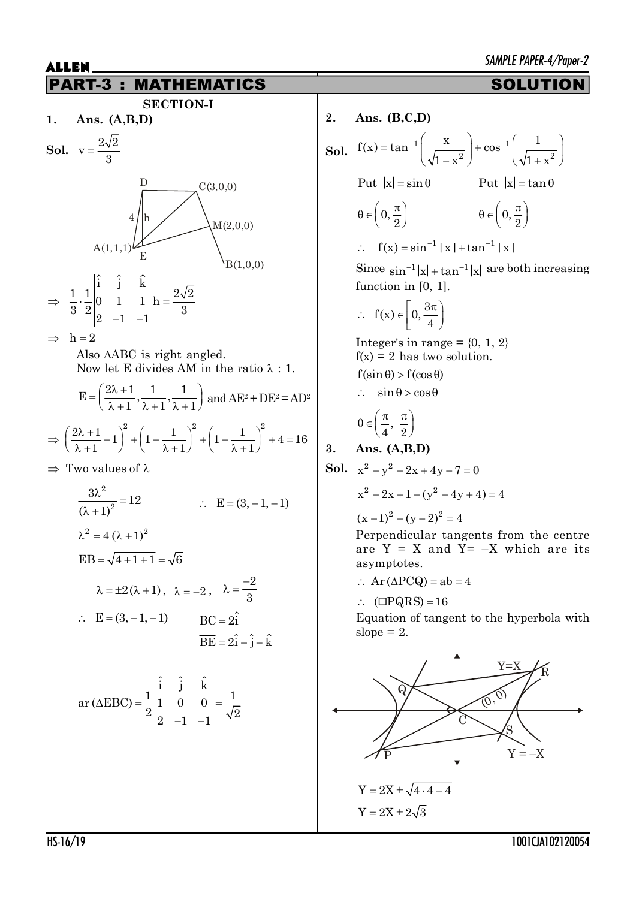## PART-3 : MATHEMATICS — SOLUTION

### SECTION-I

**1. Ans. (A,B,D)**

**Sol.** $v = \frac{2\sqrt{2}}{3}$

$\Rightarrow \frac{1}{3}\cdot\frac{1}{2}\begin{vmatrix} \hat{i} & \hat{j} & \hat{k} \\ 0 & 1 & 1 \\ 2 & -1 & -1 \end{vmatrix} h = \frac{2\sqrt{2}}{3}$

$\Rightarrow h = 2$

Also $\Delta ABC$ is right angled.

Now let E divides AM in the ratio $\lambda : 1$.

$E = \left(\frac{2\lambda+1}{\lambda+1}, \frac{1}{\lambda+1}, \frac{1}{\lambda+1}\right)$ and $AE^2 + DE^2 = AD^2$

$\Rightarrow \left(\frac{2\lambda+1}{\lambda+1} - 1\right)^2 + \left(1 - \frac{1}{\lambda+1}\right)^2 + \left(1 - \frac{1}{\lambda+1}\right)^2 + 4 = 16$

$\Rightarrow$ Two values of $\lambda$

$\frac{3\lambda^2}{(\lambda+1)^2} = 12 \qquad \therefore\ E = (3, -1, -1)$

$\lambda^2 = 4(\lambda+1)^2$

$EB = \sqrt{4+1+1} = \sqrt{6}$

$\lambda = \pm 2(\lambda+1),\ \lambda = -2,\ \lambda = \frac{-2}{3}$

$\therefore\ E = (3, -1, -1) \qquad \overline{BC} = 2\hat{i}$

$\overline{BE} = 2\hat{i} - \hat{j} - \hat{k}$

$\text{ar}(\Delta EBC) = \frac{1}{2}\begin{vmatrix} \hat{i} & \hat{j} & \hat{k} \\ 1 & 0 & 0 \\ 2 & -1 & -1 \end{vmatrix} = \frac{1}{\sqrt{2}}$

**2. Ans. (B,C,D)**

**Sol.** $f(x) = \tan^{-1}\left(\frac{|x|}{\sqrt{1-x^2}}\right) + \cos^{-1}\left(\frac{1}{\sqrt{1+x^2}}\right)$

Put $|x| = \sin\theta \qquad$ Put $|x| = \tan\theta$

$\theta \in \left(0, \frac{\pi}{2}\right) \qquad \theta \in \left(0, \frac{\pi}{2}\right)$

$\therefore\ f(x) = \sin^{-1}|x| + \tan^{-1}|x|$

Since $\sin^{-1}|x| + \tan^{-1}|x|$ are both increasing function in [0, 1].

$\therefore\ f(x) \in \left[0, \frac{3\pi}{4}\right)$

Integer's in range = {0, 1, 2}

f(x) = 2 has two solution.

$f(\sin\theta) > f(\cos\theta)$

$\therefore\ \sin\theta > \cos\theta$

$\theta \in \left(\frac{\pi}{4}, \frac{\pi}{2}\right)$

**3. Ans. (A,B,D)**

**Sol.** $x^2 - y^2 - 2x + 4y - 7 = 0$

$x^2 - 2x + 1 - (y^2 - 4y + 4) = 4$

$(x-1)^2 - (y-2)^2 = 4$

Perpendicular tangents from the centre are Y = X and Y= –X which are its asymptotes.

$\therefore\ \text{Ar}(\Delta PCQ) = ab = 4$

$\therefore\ (\square PQRS) = 16$

Equation of tangent to the hyperbola with slope = 2.

$Y = 2X \pm \sqrt{4\cdot 4 - 4}$

$Y = 2X \pm 2\sqrt{3}$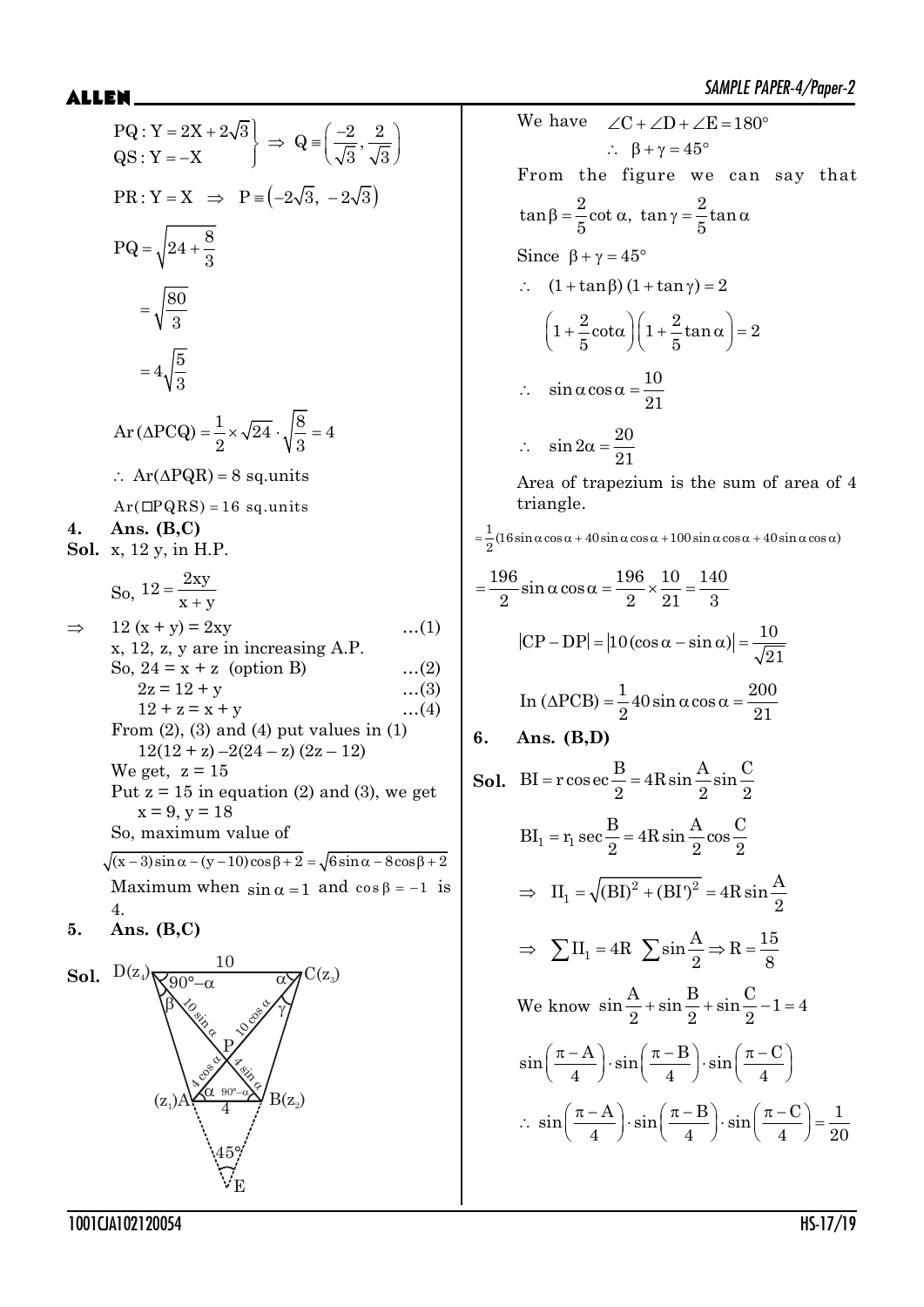$$\left.\begin{array}{l} PQ: Y = 2X + 2\sqrt{3} \\ QS: Y = -X \end{array}\right\} \Rightarrow Q \equiv \left(\frac{-2}{\sqrt{3}}, \frac{2}{\sqrt{3}}\right)$$

$$PR: Y = X \Rightarrow P \equiv \left(-2\sqrt{3}, -2\sqrt{3}\right)$$

$$PQ = \sqrt{24 + \frac{8}{3}}$$

$$= \sqrt{\frac{80}{3}}$$

$$= 4\sqrt{\frac{5}{3}}$$

$$Ar(\Delta PCQ) = \frac{1}{2} \times \sqrt{24} \cdot \sqrt{\frac{8}{3}} = 4$$

$\therefore$ $Ar(\Delta PQR) = 8$ sq.units

$Ar(\square PQRS) = 16$ sq.units

**4. Ans. (B,C)**

**Sol.** x, 12 y, in H.P.

So, $12 = \dfrac{2xy}{x+y}$

$\Rightarrow$ $12(x + y) = 2xy$ ...(1)

x, 12, z, y are in increasing A.P.

So, $24 = x + z$ (option B) ...(2)

$2z = 12 + y$ ...(3)

$12 + z = x + y$ ...(4)

From (2), (3) and (4) put values in (1)

$12(12 + z) - 2(24 - z)(2z - 12)$

We get, $z = 15$

Put $z = 15$ in equation (2) and (3), we get

$x = 9, y = 18$

So, maximum value of

$\sqrt{(x-3)\sin\alpha - (y-10)\cos\beta + 2} = \sqrt{6\sin\alpha - 8\cos\beta + 2}$

Maximum when $\sin\alpha = 1$ and $\cos\beta = -1$ is 4.

**5. Ans. (B,C)**

**Sol.** [Figure: trapezium with vertices $D(z_4)$, $C(z_3)$, $B(z_2)$, $A(z_1)$; $DC = 10$, $AB = 4$; diagonals meet at P with $DP = 10\sin\alpha$, $CP = 10\cos\alpha$, $AP = 4\cos\alpha$, $BP = 4\sin\alpha$; angles $90°-\alpha$, $\alpha$, $\beta$, $\gamma$; extended sides meet at E with angle $45°$]

We have $\angle C + \angle D + \angle E = 180°$

$\therefore$ $\beta + \gamma = 45°$

From the figure we can say that

$$\tan\beta = \frac{2}{5}\cot\alpha, \ \tan\gamma = \frac{2}{5}\tan\alpha$$

Since $\beta + \gamma = 45°$

$\therefore$ $(1 + \tan\beta)(1 + \tan\gamma) = 2$

$$\left(1 + \frac{2}{5}\cot\alpha\right)\left(1 + \frac{2}{5}\tan\alpha\right) = 2$$

$\therefore$ $\sin\alpha\cos\alpha = \dfrac{10}{21}$

$\therefore$ $\sin 2\alpha = \dfrac{20}{21}$

Area of trapezium is the sum of area of 4 triangle.

$$= \frac{1}{2}(16\sin\alpha\cos\alpha + 40\sin\alpha\cos\alpha + 100\sin\alpha\cos\alpha + 40\sin\alpha\cos\alpha)$$

$$= \frac{196}{2}\sin\alpha\cos\alpha = \frac{196}{2} \times \frac{10}{21} = \frac{140}{3}$$

$$|CP - DP| = |10(\cos\alpha - \sin\alpha)| = \frac{10}{\sqrt{21}}$$

$$\text{In } (\Delta PCB) = \frac{1}{2} 40\sin\alpha\cos\alpha = \frac{200}{21}$$

**6. Ans. (B,D)**

**Sol.** $BI = r\,\text{cosec}\dfrac{B}{2} = 4R\sin\dfrac{A}{2}\sin\dfrac{C}{2}$

$$BI_1 = r_1 \sec\frac{B}{2} = 4R\sin\frac{A}{2}\cos\frac{C}{2}$$

$$\Rightarrow \ II_1 = \sqrt{(BI)^2 + (BI')^2} = 4R\sin\frac{A}{2}$$

$$\Rightarrow \ \sum II_1 = 4R \ \sum\sin\frac{A}{2} \Rightarrow R = \frac{15}{8}$$

We know $\sin\dfrac{A}{2} + \sin\dfrac{B}{2} + \sin\dfrac{C}{2} - 1 = 4$

$$\sin\left(\frac{\pi - A}{4}\right) \cdot \sin\left(\frac{\pi - B}{4}\right) \cdot \sin\left(\frac{\pi - C}{4}\right)$$

$$\therefore \ \sin\left(\frac{\pi - A}{4}\right) \cdot \sin\left(\frac{\pi - B}{4}\right) \cdot \sin\left(\frac{\pi - C}{4}\right) = \frac{1}{20}$$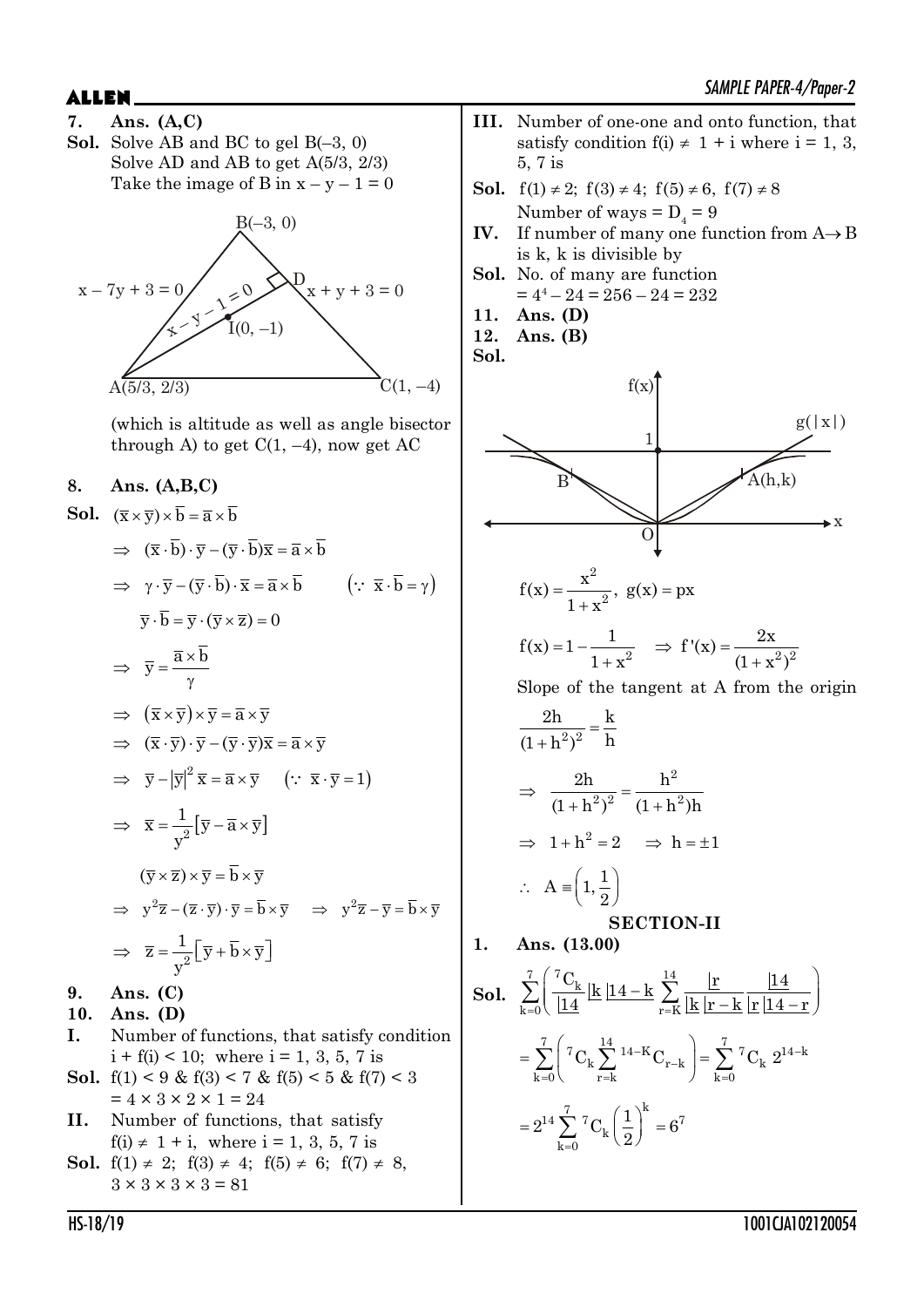**7. Ans. (A,C)**

**Sol.** Solve AB and BC to gel B(–3, 0)
Solve AD and AB to get A(5/3, 2/3)
Take the image of B in $x - y - 1 = 0$

(which is altitude as well as angle bisector through A) to get C(1, –4), now get AC

**8. Ans. (A,B,C)**

**Sol.** $(\bar{x} \times \bar{y}) \times \bar{b} = \bar{a} \times \bar{b}$

$\Rightarrow (\bar{x} \cdot \bar{b}) \cdot \bar{y} - (\bar{y} \cdot \bar{b})\bar{x} = \bar{a} \times \bar{b}$

$\Rightarrow \gamma \cdot \bar{y} - (\bar{y} \cdot \bar{b}) \cdot \bar{x} = \bar{a} \times \bar{b} \qquad (\because \bar{x} \cdot \bar{b} = \gamma)$

$\bar{y} \cdot \bar{b} = \bar{y} \cdot (\bar{y} \times \bar{z}) = 0$

$\Rightarrow \bar{y} = \dfrac{\bar{a} \times \bar{b}}{\gamma}$

$\Rightarrow (\bar{x} \times \bar{y}) \times \bar{y} = \bar{a} \times \bar{y}$

$\Rightarrow (\bar{x} \cdot \bar{y}) \cdot \bar{y} - (\bar{y} \cdot \bar{y})\bar{x} = \bar{a} \times \bar{y}$

$\Rightarrow \bar{y} - |\bar{y}|^2 \bar{x} = \bar{a} \times \bar{y} \qquad (\because \bar{x} \cdot \bar{y} = 1)$

$\Rightarrow \bar{x} = \dfrac{1}{y^2}[\bar{y} - \bar{a} \times \bar{y}]$

$(\bar{y} \times \bar{z}) \times \bar{y} = \bar{b} \times \bar{y}$

$\Rightarrow y^2\bar{z} - (\bar{z} \cdot \bar{y}) \cdot \bar{y} = \bar{b} \times \bar{y} \quad \Rightarrow y^2\bar{z} - \bar{y} = \bar{b} \times \bar{y}$

$\Rightarrow \bar{z} = \dfrac{1}{y^2}[\bar{y} + \bar{b} \times \bar{y}]$

**9. Ans. (C)**

**10. Ans. (D)**

**I.** Number of functions, that satisfy condition $i + f(i) < 10$; where $i = 1, 3, 5, 7$ is

**Sol.** $f(1) < 9$ & $f(3) < 7$ & $f(5) < 5$ & $f(7) < 3$
$= 4 \times 3 \times 2 \times 1 = 24$

**II.** Number of functions, that satisfy $f(i) \neq 1 + i$, where $i = 1, 3, 5, 7$ is

**Sol.** $f(1) \neq 2$; $f(3) \neq 4$; $f(5) \neq 6$; $f(7) \neq 8$,
$3 \times 3 \times 3 \times 3 = 81$

**III.** Number of one-one and onto function, that satisfy condition $f(i) \neq 1 + i$ where $i = 1, 3, 5, 7$ is

**Sol.** $f(1) \neq 2$; $f(3) \neq 4$; $f(5) \neq 6$, $f(7) \neq 8$
Number of ways $= D_4 = 9$

**IV.** If number of many one function from $A \to B$ is k, k is divisible by

**Sol.** No. of many are function
$= 4^4 - 24 = 256 - 24 = 232$

**11. Ans. (D)**

**12. Ans. (B)**

**Sol.**

$f(x) = \dfrac{x^2}{1 + x^2}$, $g(x) = px$

$f(x) = 1 - \dfrac{1}{1 + x^2} \quad \Rightarrow f'(x) = \dfrac{2x}{(1 + x^2)^2}$

Slope of the tangent at A from the origin

$\dfrac{2h}{(1 + h^2)^2} = \dfrac{k}{h}$

$\Rightarrow \dfrac{2h}{(1 + h^2)^2} = \dfrac{h^2}{(1 + h^2)h}$

$\Rightarrow 1 + h^2 = 2 \quad \Rightarrow h = \pm 1$

$\therefore A \equiv \left(1, \dfrac{1}{2}\right)$

## SECTION-II

**1. Ans. (13.00)**

**Sol.** $\displaystyle\sum_{k=0}^{7}\left(\frac{{}^7C_k}{\lfloor 14}\lfloor k \lfloor 14 - k \sum_{r=K}^{14}\frac{\lfloor r}{\lfloor k \lfloor r - k}\frac{\lfloor 14}{\lfloor r \lfloor 14 - r}\right)$

$\displaystyle = \sum_{k=0}^{7}\left({}^7C_k \sum_{r=k}^{14} {}^{14-K}C_{r-k}\right) = \sum_{k=0}^{7} {}^7C_k\, 2^{14-k}$

$\displaystyle = 2^{14}\sum_{k=0}^{7} {}^7C_k \left(\frac{1}{2}\right)^k = 6^7$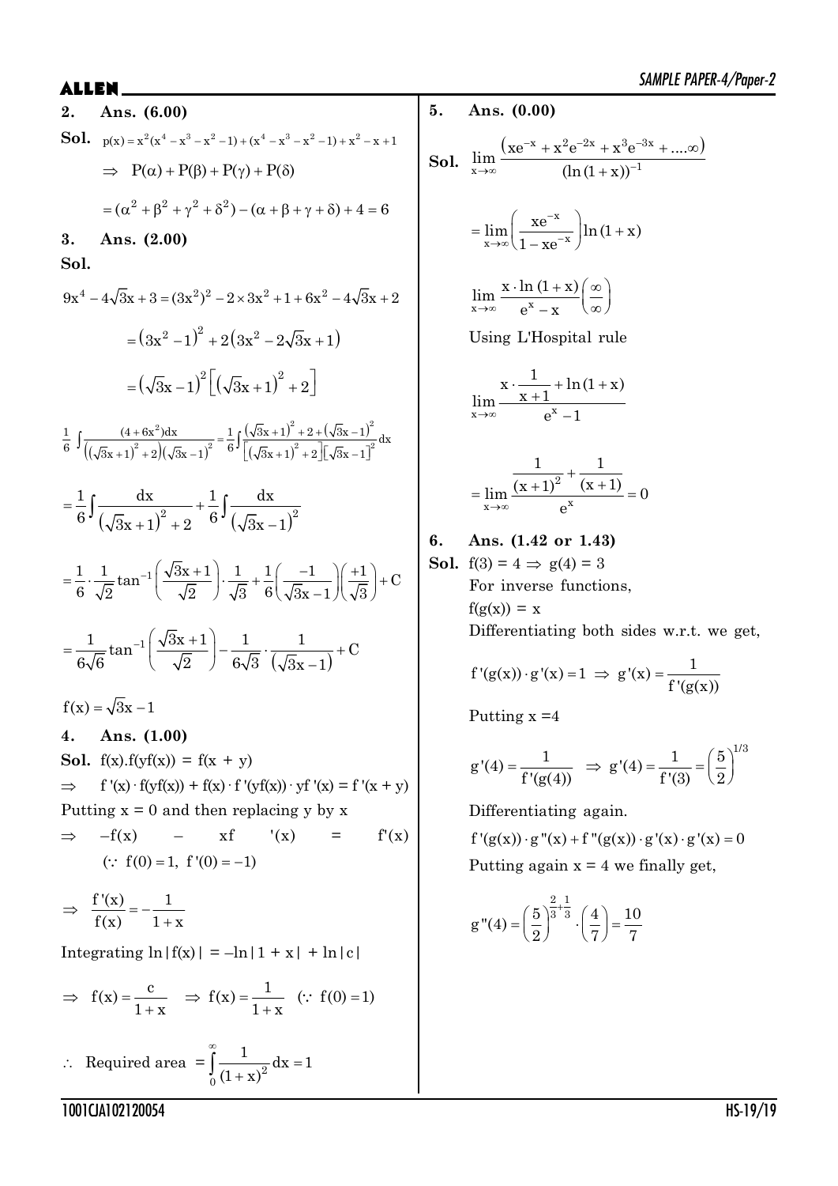**2. Ans. (6.00)**

**Sol.** $p(x) = x^2(x^4 - x^3 - x^2 - 1) + (x^4 - x^3 - x^2 - 1) + x^2 - x + 1$

$$\Rightarrow \ P(\alpha) + P(\beta) + P(\gamma) + P(\delta)$$

$$= (\alpha^2 + \beta^2 + \gamma^2 + \delta^2) - (\alpha + \beta + \gamma + \delta) + 4 = 6$$

**3. Ans. (2.00)**

**Sol.**

$$9x^4 - 4\sqrt{3}x + 3 = (3x^2)^2 - 2 \times 3x^2 + 1 + 6x^2 - 4\sqrt{3}x + 2$$

$$= (3x^2 - 1)^2 + 2(3x^2 - 2\sqrt{3}x + 1)$$

$$= (\sqrt{3}x - 1)^2\left[(\sqrt{3}x + 1)^2 + 2\right]$$

$$\frac{1}{6}\int \frac{(4 + 6x^2)dx}{\left((\sqrt{3}x+1)^2 + 2\right)(\sqrt{3}x - 1)^2} = \frac{1}{6}\int \frac{(\sqrt{3}x+1)^2 + 2 + (\sqrt{3}x-1)^2}{\left[(\sqrt{3}x+1)^2 + 2\right]\left[\sqrt{3}x - 1\right]^2}dx$$

$$= \frac{1}{6}\int \frac{dx}{(\sqrt{3}x+1)^2 + 2} + \frac{1}{6}\int \frac{dx}{(\sqrt{3}x - 1)^2}$$

$$= \frac{1}{6}\cdot\frac{1}{\sqrt{2}}\tan^{-1}\left(\frac{\sqrt{3}x+1}{\sqrt{2}}\right)\cdot\frac{1}{\sqrt{3}} + \frac{1}{6}\left(\frac{-1}{\sqrt{3}x - 1}\right)\left(\frac{+1}{\sqrt{3}}\right) + C$$

$$= \frac{1}{6\sqrt{6}}\tan^{-1}\left(\frac{\sqrt{3}x+1}{\sqrt{2}}\right) - \frac{1}{6\sqrt{3}}\cdot\frac{1}{(\sqrt{3}x - 1)} + C$$

$$f(x) = \sqrt{3}x - 1$$

**4. Ans. (1.00)**

**Sol.** $f(x).f(yf(x)) = f(x + y)$

$\Rightarrow \quad f'(x)\cdot f(yf(x)) + f(x)\cdot f'(yf(x))\cdot yf'(x) = f'(x + y)$

Putting $x = 0$ and then replacing y by x

$\Rightarrow \quad -f(x) - xf'(x) = f'(x)$

$(\because \ f(0) = 1, \ f'(0) = -1)$

$$\Rightarrow \ \frac{f'(x)}{f(x)} = -\frac{1}{1+x}$$

Integrating $\ln|f(x)| = -\ln|1 + x| + \ln|c|$

$$\Rightarrow \ f(x) = \frac{c}{1+x} \quad \Rightarrow f(x) = \frac{1}{1+x} \quad (\because \ f(0) = 1)$$

$$\therefore \ \text{Required area } = \int_0^\infty \frac{1}{(1+x)^2}dx = 1$$

**5. Ans. (0.00)**

**Sol.** $$\lim_{x\to\infty}\frac{(xe^{-x} + x^2e^{-2x} + x^3e^{-3x} + ....\infty)}{(\ln(1+x))^{-1}}$$

$$= \lim_{x\to\infty}\left(\frac{xe^{-x}}{1 - xe^{-x}}\right)\ln(1+x)$$

$$\lim_{x\to\infty}\frac{x\cdot\ln(1+x)}{e^x - x}\left(\frac{\infty}{\infty}\right)$$

Using L'Hospital rule

$$\lim_{x\to\infty}\frac{x\cdot\frac{1}{x+1} + \ln(1+x)}{e^x - 1}$$

$$= \lim_{x\to\infty}\frac{\frac{1}{(x+1)^2} + \frac{1}{(x+1)}}{e^x} = 0$$

**6. Ans. (1.42 or 1.43)**

**Sol.** $f(3) = 4 \Rightarrow g(4) = 3$

For inverse functions,

$f(g(x)) = x$

Differentiating both sides w.r.t. we get,

$$f'(g(x))\cdot g'(x) = 1 \ \Rightarrow \ g'(x) = \frac{1}{f'(g(x))}$$

Putting x =4

$$g'(4) = \frac{1}{f'(g(4))} \quad \Rightarrow g'(4) = \frac{1}{f'(3)} = \left(\frac{5}{2}\right)^{1/3}$$

Differentiating again.

$$f'(g(x))\cdot g''(x) + f''(g(x))\cdot g'(x)\cdot g'(x) = 0$$

Putting again x = 4 we finally get,

$$g''(4) = \left(\frac{5}{2}\right)^{\frac{2}{3}+\frac{1}{3}}\cdot\left(\frac{4}{7}\right) = \frac{10}{7}$$